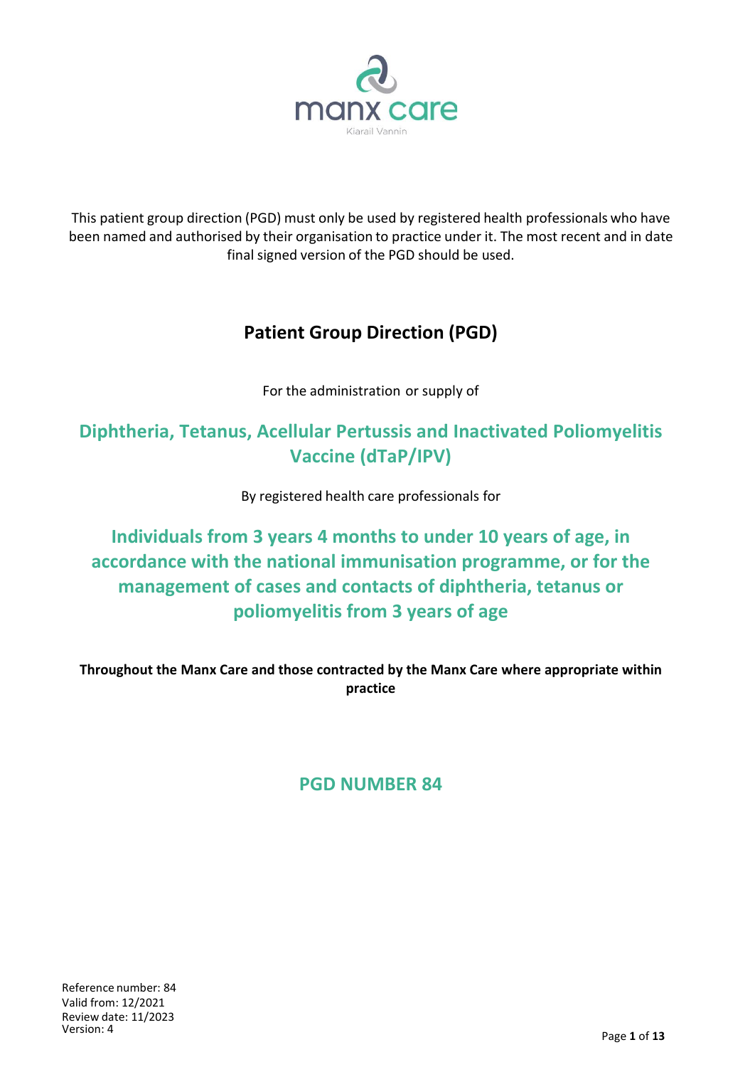This patient group direction (PGD) must only be used by registered health professionals who have been named and authorised by their organisation to practice under it. The most recent and in date final signed version of the PGD should be used.

# Patient Group Direction (PGD)

For the administration or supply of

## Diphtheria, Tetanus, Acellular Pertussis and Inactivated Poliomyelitis Vaccine (dTaP/IPV)

By registered health care professionals for

## Individuals from 3 years 4 months to under 10 years of age, in accordance with the national immunisation programme, or for the management of cases and contacts of diphtheria, tetanus or poliomyelitis from 3 years of age

**Throughout the Manx Care and those contracted by the Manx Care where appropriate within practice**

## PGD NUMBER 84

Reference number: 84
Valid from: 12/2021
Review date: 11/2023
Version: 4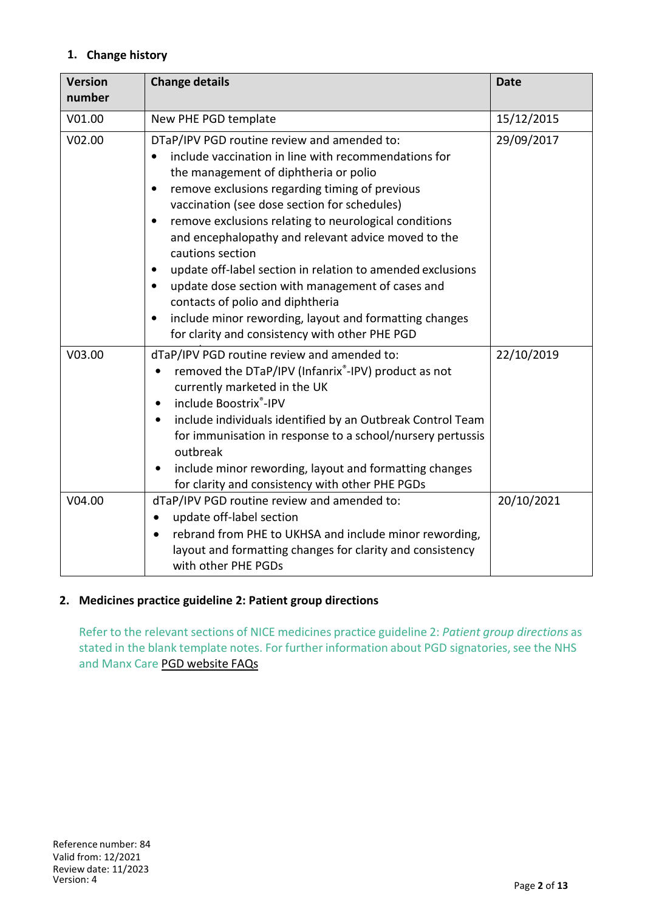## 1. Change history

| Version number | Change details | Date |
|---|---|---|
| V01.00 | New PHE PGD template | 15/12/2015 |
| V02.00 | DTaP/IPV PGD routine review and amended to:<br>• include vaccination in line with recommendations for the management of diphtheria or polio<br>• remove exclusions regarding timing of previous vaccination (see dose section for schedules)<br>• remove exclusions relating to neurological conditions and encephalopathy and relevant advice moved to the cautions section<br>• update off-label section in relation to amended exclusions<br>• update dose section with management of cases and contacts of polio and diphtheria<br>• include minor rewording, layout and formatting changes for clarity and consistency with other PHE PGD | 29/09/2017 |
| V03.00 | dTaP/IPV PGD routine review and amended to:<br>• removed the DTaP/IPV (Infanrix®-IPV) product as not currently marketed in the UK<br>• include Boostrix®-IPV<br>• include individuals identified by an Outbreak Control Team for immunisation in response to a school/nursery pertussis outbreak<br>• include minor rewording, layout and formatting changes for clarity and consistency with other PHE PGDs | 22/10/2019 |
| V04.00 | dTaP/IPV PGD routine review and amended to:<br>• update off-label section<br>• rebrand from PHE to UKHSA and include minor rewording, layout and formatting changes for clarity and consistency with other PHE PGDs | 20/10/2021 |

## 2. Medicines practice guideline 2: Patient group directions

Refer to the relevant sections of NICE medicines practice guideline 2: *Patient group directions* as stated in the blank template notes. For further information about PGD signatories, see the NHS and Manx Care PGD website FAQs

Reference number: 84
Valid from: 12/2021
Review date: 11/2023
Version: 4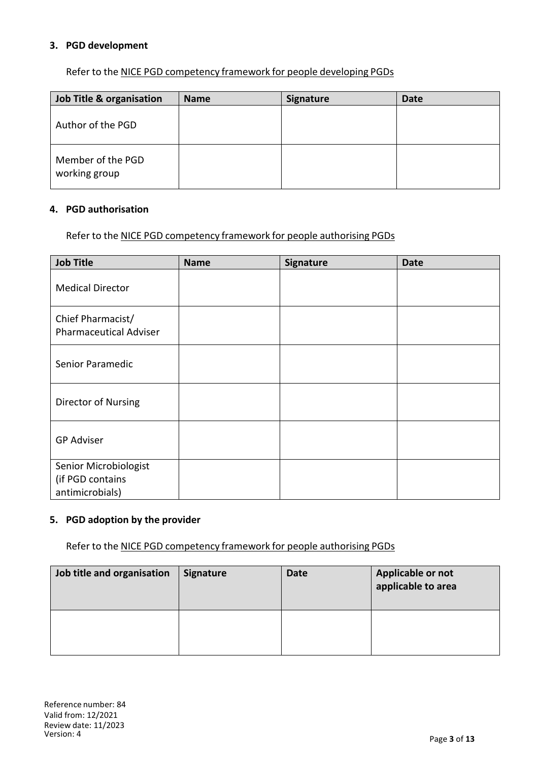## 3. PGD development

Refer to the NICE PGD competency framework for people developing PGDs

| Job Title & organisation | Name | Signature | Date |
|---|---|---|---|
| Author of the PGD | | | |
| Member of the PGD working group | | | |

## 4. PGD authorisation

Refer to the NICE PGD competency framework for people authorising PGDs

| Job Title | Name | Signature | Date |
|---|---|---|---|
| Medical Director | | | |
| Chief Pharmacist/ Pharmaceutical Adviser | | | |
| Senior Paramedic | | | |
| Director of Nursing | | | |
| GP Adviser | | | |
| Senior Microbiologist (if PGD contains antimicrobials) | | | |

## 5. PGD adoption by the provider

Refer to the NICE PGD competency framework for people authorising PGDs

| Job title and organisation | Signature | Date | Applicable or not applicable to area |
|---|---|---|---|
| | | | |

Reference number: 84
Valid from: 12/2021
Review date: 11/2023
Version: 4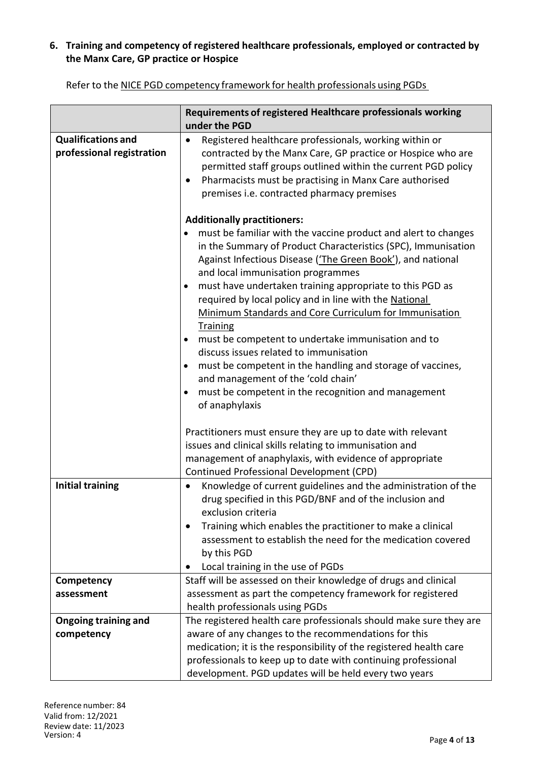## 6. Training and competency of registered healthcare professionals, employed or contracted by the Manx Care, GP practice or Hospice

Refer to the NICE PGD competency framework for health professionals using PGDs

| | Requirements of registered Healthcare professionals working under the PGD |
|---|---|
| **Qualifications and professional registration** | • Registered healthcare professionals, working within or contracted by the Manx Care, GP practice or Hospice who are permitted staff groups outlined within the current PGD policy<br>• Pharmacists must be practising in Manx Care authorised premises i.e. contracted pharmacy premises<br><br>**Additionally practitioners:**<br>• must be familiar with the vaccine product and alert to changes in the Summary of Product Characteristics (SPC), Immunisation Against Infectious Disease ('The Green Book'), and national and local immunisation programmes<br>• must have undertaken training appropriate to this PGD as required by local policy and in line with the National Minimum Standards and Core Curriculum for Immunisation Training<br>• must be competent to undertake immunisation and to discuss issues related to immunisation<br>• must be competent in the handling and storage of vaccines, and management of the 'cold chain'<br>• must be competent in the recognition and management of anaphylaxis<br><br>Practitioners must ensure they are up to date with relevant issues and clinical skills relating to immunisation and management of anaphylaxis, with evidence of appropriate Continued Professional Development (CPD) |
| **Initial training** | • Knowledge of current guidelines and the administration of the drug specified in this PGD/BNF and of the inclusion and exclusion criteria<br>• Training which enables the practitioner to make a clinical assessment to establish the need for the medication covered by this PGD<br>• Local training in the use of PGDs |
| **Competency assessment** | Staff will be assessed on their knowledge of drugs and clinical assessment as part the competency framework for registered health professionals using PGDs |
| **Ongoing training and competency** | The registered health care professionals should make sure they are aware of any changes to the recommendations for this medication; it is the responsibility of the registered health care professionals to keep up to date with continuing professional development. PGD updates will be held every two years |

Reference number: 84
Valid from: 12/2021
Review date: 11/2023
Version: 4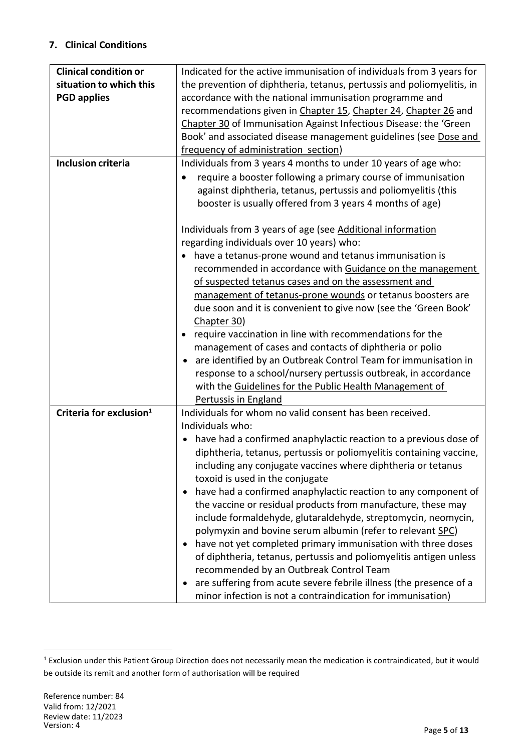## 7. Clinical Conditions

| | |
|---|---|
| **Clinical condition or situation to which this PGD applies** | Indicated for the active immunisation of individuals from 3 years for the prevention of diphtheria, tetanus, pertussis and poliomyelitis, in accordance with the national immunisation programme and recommendations given in Chapter 15, Chapter 24, Chapter 26 and Chapter 30 of Immunisation Against Infectious Disease: the 'Green Book' and associated disease management guidelines (see Dose and frequency of administration section) |
| **Inclusion criteria** | Individuals from 3 years 4 months to under 10 years of age who:<br>• require a booster following a primary course of immunisation against diphtheria, tetanus, pertussis and poliomyelitis (this booster is usually offered from 3 years 4 months of age)<br><br>Individuals from 3 years of age (see Additional information regarding individuals over 10 years) who:<br>• have a tetanus-prone wound and tetanus immunisation is recommended in accordance with Guidance on the management of suspected tetanus cases and on the assessment and management of tetanus-prone wounds or tetanus boosters are due soon and it is convenient to give now (see the 'Green Book' Chapter 30)<br>• require vaccination in line with recommendations for the management of cases and contacts of diphtheria or polio<br>• are identified by an Outbreak Control Team for immunisation in response to a school/nursery pertussis outbreak, in accordance with the Guidelines for the Public Health Management of Pertussis in England |
| **Criteria for exclusion**[1] | Individuals for whom no valid consent has been received.<br>Individuals who:<br>• have had a confirmed anaphylactic reaction to a previous dose of diphtheria, tetanus, pertussis or poliomyelitis containing vaccine, including any conjugate vaccines where diphtheria or tetanus toxoid is used in the conjugate<br>• have had a confirmed anaphylactic reaction to any component of the vaccine or residual products from manufacture, these may include formaldehyde, glutaraldehyde, streptomycin, neomycin, polymyxin and bovine serum albumin (refer to relevant SPC)<br>• have not yet completed primary immunisation with three doses of diphtheria, tetanus, pertussis and poliomyelitis antigen unless recommended by an Outbreak Control Team<br>• are suffering from acute severe febrile illness (the presence of a minor infection is not a contraindication for immunisation) |

[1] Exclusion under this Patient Group Direction does not necessarily mean the medication is contraindicated, but it would be outside its remit and another form of authorisation will be required

Reference number: 84
Valid from: 12/2021
Review date: 11/2023
Version: 4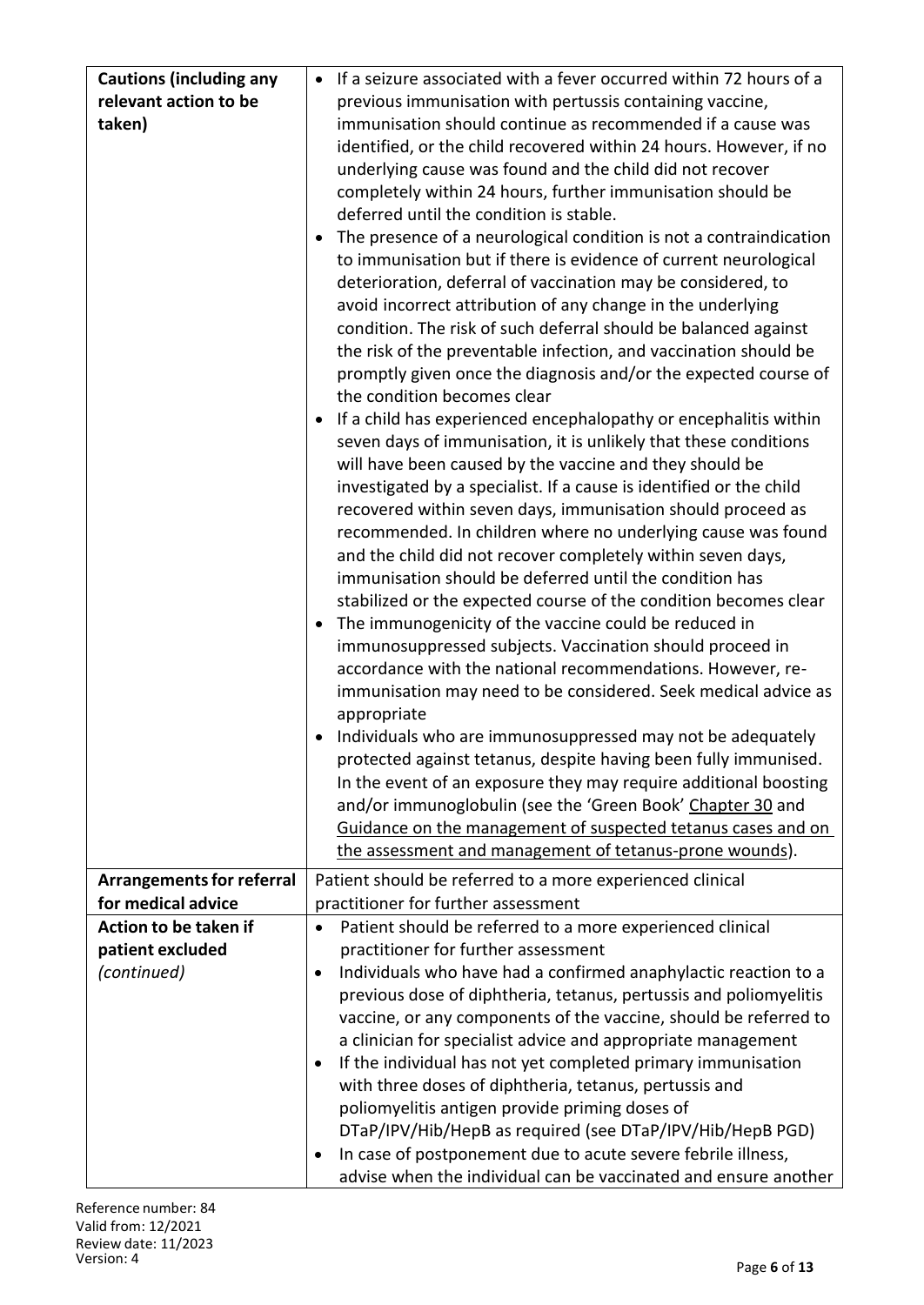| | |
|---|---|
| **Cautions (including any relevant action to be taken)** | • If a seizure associated with a fever occurred within 72 hours of a previous immunisation with pertussis containing vaccine, immunisation should continue as recommended if a cause was identified, or the child recovered within 24 hours. However, if no underlying cause was found and the child did not recover completely within 24 hours, further immunisation should be deferred until the condition is stable.<br>• The presence of a neurological condition is not a contraindication to immunisation but if there is evidence of current neurological deterioration, deferral of vaccination may be considered, to avoid incorrect attribution of any change in the underlying condition. The risk of such deferral should be balanced against the risk of the preventable infection, and vaccination should be promptly given once the diagnosis and/or the expected course of the condition becomes clear<br>• If a child has experienced encephalopathy or encephalitis within seven days of immunisation, it is unlikely that these conditions will have been caused by the vaccine and they should be investigated by a specialist. If a cause is identified or the child recovered within seven days, immunisation should proceed as recommended. In children where no underlying cause was found and the child did not recover completely within seven days, immunisation should be deferred until the condition has stabilized or the expected course of the condition becomes clear<br>• The immunogenicity of the vaccine could be reduced in immunosuppressed subjects. Vaccination should proceed in accordance with the national recommendations. However, re-immunisation may need to be considered. Seek medical advice as appropriate<br>• Individuals who are immunosuppressed may not be adequately protected against tetanus, despite having been fully immunised. In the event of an exposure they may require additional boosting and/or immunoglobulin (see the 'Green Book' Chapter 30 and Guidance on the management of suspected tetanus cases and on the assessment and management of tetanus-prone wounds). |
| **Arrangements for referral for medical advice** | Patient should be referred to a more experienced clinical practitioner for further assessment |
| **Action to be taken if patient excluded** *(continued)* | • Patient should be referred to a more experienced clinical practitioner for further assessment<br>• Individuals who have had a confirmed anaphylactic reaction to a previous dose of diphtheria, tetanus, pertussis and poliomyelitis vaccine, or any components of the vaccine, should be referred to a clinician for specialist advice and appropriate management<br>• If the individual has not yet completed primary immunisation with three doses of diphtheria, tetanus, pertussis and poliomyelitis antigen provide priming doses of DTaP/IPV/Hib/HepB as required (see DTaP/IPV/Hib/HepB PGD)<br>• In case of postponement due to acute severe febrile illness, advise when the individual can be vaccinated and ensure another |

Reference number: 84
Valid from: 12/2021
Review date: 11/2023
Version: 4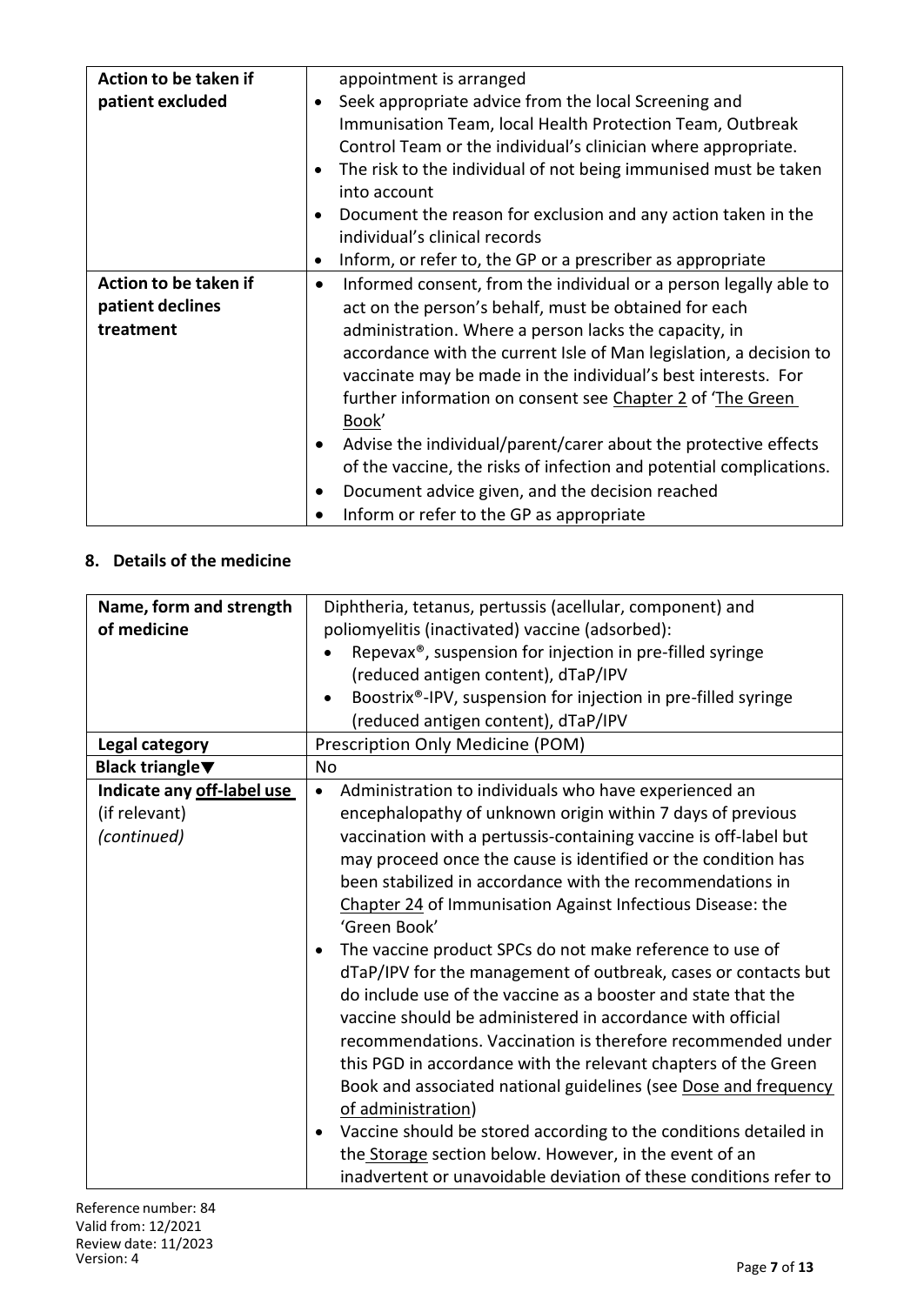| | |
|---|---|
| **Action to be taken if patient excluded** | appointment is arranged<br>• Seek appropriate advice from the local Screening and Immunisation Team, local Health Protection Team, Outbreak Control Team or the individual's clinician where appropriate.<br>• The risk to the individual of not being immunised must be taken into account<br>• Document the reason for exclusion and any action taken in the individual's clinical records<br>• Inform, or refer to, the GP or a prescriber as appropriate |
| **Action to be taken if patient declines treatment** | • Informed consent, from the individual or a person legally able to act on the person's behalf, must be obtained for each administration. Where a person lacks the capacity, in accordance with the current Isle of Man legislation, a decision to vaccinate may be made in the individual's best interests. For further information on consent see Chapter 2 of 'The Green Book'<br>• Advise the individual/parent/carer about the protective effects of the vaccine, the risks of infection and potential complications.<br>• Document advice given, and the decision reached<br>• Inform or refer to the GP as appropriate |

## 8. Details of the medicine

| | |
|---|---|
| **Name, form and strength of medicine** | Diphtheria, tetanus, pertussis (acellular, component) and poliomyelitis (inactivated) vaccine (adsorbed):<br>• Repevax®, suspension for injection in pre-filled syringe (reduced antigen content), dTaP/IPV<br>• Boostrix®-IPV, suspension for injection in pre-filled syringe (reduced antigen content), dTaP/IPV |
| **Legal category** | Prescription Only Medicine (POM) |
| **Black triangle▼** | No |
| **Indicate any off-label use (if relevant)** *(continued)* | • Administration to individuals who have experienced an encephalopathy of unknown origin within 7 days of previous vaccination with a pertussis-containing vaccine is off-label but may proceed once the cause is identified or the condition has been stabilized in accordance with the recommendations in Chapter 24 of Immunisation Against Infectious Disease: the 'Green Book'<br>• The vaccine product SPCs do not make reference to use of dTaP/IPV for the management of outbreak, cases or contacts but do include use of the vaccine as a booster and state that the vaccine should be administered in accordance with official recommendations. Vaccination is therefore recommended under this PGD in accordance with the relevant chapters of the Green Book and associated national guidelines (see Dose and frequency of administration)<br>• Vaccine should be stored according to the conditions detailed in the Storage section below. However, in the event of an inadvertent or unavoidable deviation of these conditions refer to |

Reference number: 84
Valid from: 12/2021
Review date: 11/2023
Version: 4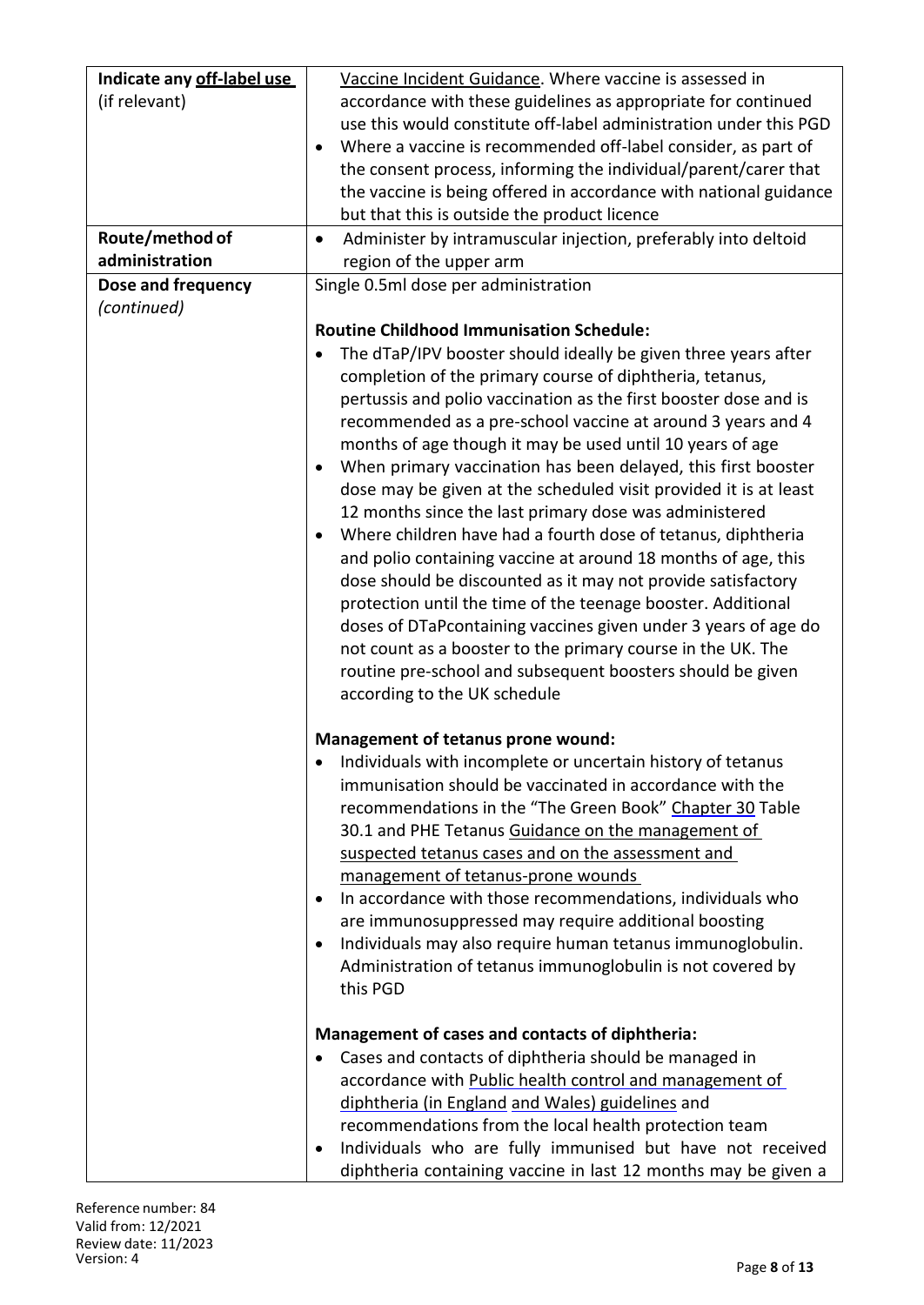| | |
|---|---|
| **Indicate any off-label use** (if relevant) | Vaccine Incident Guidance. Where vaccine is assessed in accordance with these guidelines as appropriate for continued use this would constitute off-label administration under this PGD<br>• Where a vaccine is recommended off-label consider, as part of the consent process, informing the individual/parent/carer that the vaccine is being offered in accordance with national guidance but that this is outside the product licence |
| **Route/method of administration** | • Administer by intramuscular injection, preferably into deltoid region of the upper arm |
| **Dose and frequency** *(continued)* | Single 0.5ml dose per administration<br><br>**Routine Childhood Immunisation Schedule:**<br>• The dTaP/IPV booster should ideally be given three years after completion of the primary course of diphtheria, tetanus, pertussis and polio vaccination as the first booster dose and is recommended as a pre-school vaccine at around 3 years and 4 months of age though it may be used until 10 years of age<br>• When primary vaccination has been delayed, this first booster dose may be given at the scheduled visit provided it is at least 12 months since the last primary dose was administered<br>• Where children have had a fourth dose of tetanus, diphtheria and polio containing vaccine at around 18 months of age, this dose should be discounted as it may not provide satisfactory protection until the time of the teenage booster. Additional doses of DTaPcontaining vaccines given under 3 years of age do not count as a booster to the primary course in the UK. The routine pre-school and subsequent boosters should be given according to the UK schedule<br><br>**Management of tetanus prone wound:**<br>• Individuals with incomplete or uncertain history of tetanus immunisation should be vaccinated in accordance with the recommendations in the "The Green Book" Chapter 30 Table 30.1 and PHE Tetanus Guidance on the management of suspected tetanus cases and on the assessment and management of tetanus-prone wounds<br>• In accordance with those recommendations, individuals who are immunosuppressed may require additional boosting<br>• Individuals may also require human tetanus immunoglobulin. Administration of tetanus immunoglobulin is not covered by this PGD<br><br>**Management of cases and contacts of diphtheria:**<br>• Cases and contacts of diphtheria should be managed in accordance with Public health control and management of diphtheria (in England and Wales) guidelines and recommendations from the local health protection team<br>• Individuals who are fully immunised but have not received diphtheria containing vaccine in last 12 months may be given a |

Reference number: 84
Valid from: 12/2021
Review date: 11/2023
Version: 4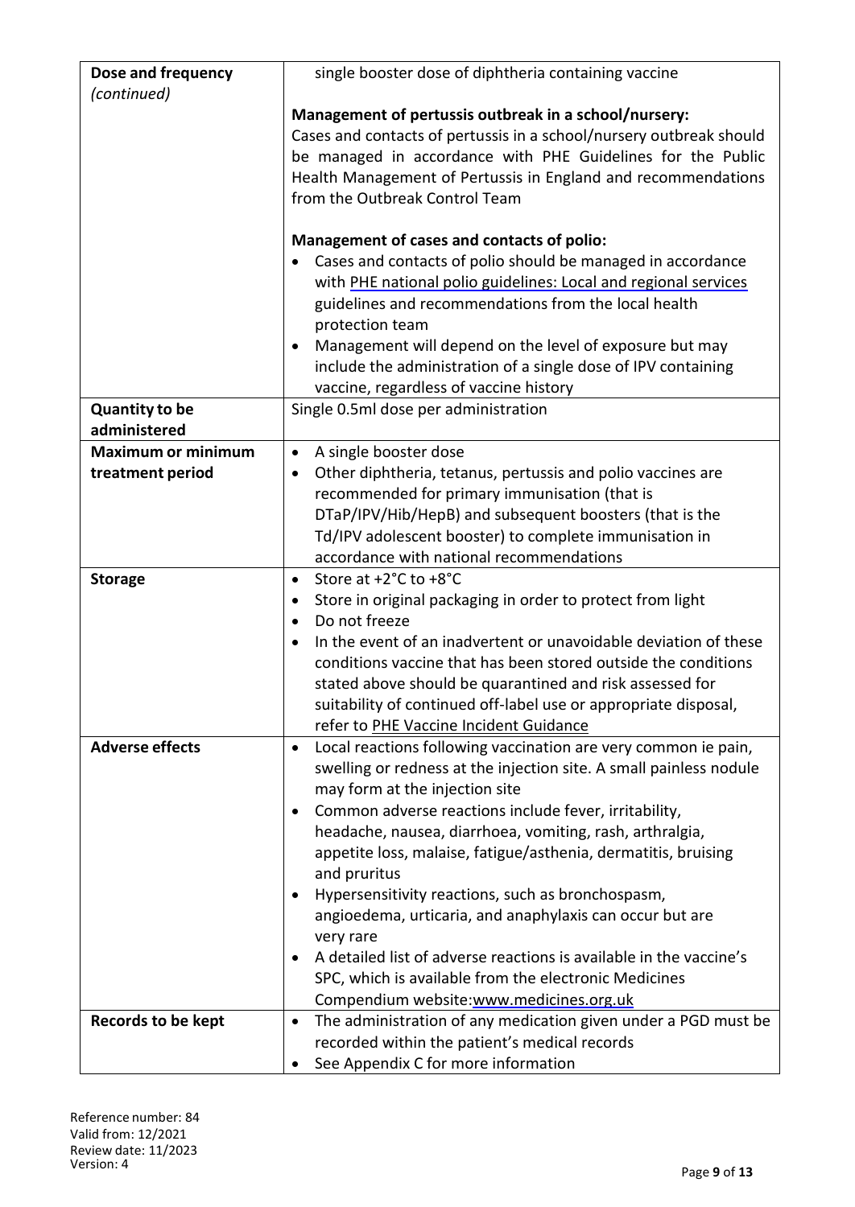| | |
|---|---|
| **Dose and frequency** *(continued)* | single booster dose of diphtheria containing vaccine<br><br>**Management of pertussis outbreak in a school/nursery:**<br>Cases and contacts of pertussis in a school/nursery outbreak should be managed in accordance with PHE Guidelines for the Public Health Management of Pertussis in England and recommendations from the Outbreak Control Team<br><br>**Management of cases and contacts of polio:**<br>• Cases and contacts of polio should be managed in accordance with PHE national polio guidelines: Local and regional services guidelines and recommendations from the local health protection team<br>• Management will depend on the level of exposure but may include the administration of a single dose of IPV containing vaccine, regardless of vaccine history |
| **Quantity to be administered** | Single 0.5ml dose per administration |
| **Maximum or minimum treatment period** | • A single booster dose<br>• Other diphtheria, tetanus, pertussis and polio vaccines are recommended for primary immunisation (that is DTaP/IPV/Hib/HepB) and subsequent boosters (that is the Td/IPV adolescent booster) to complete immunisation in accordance with national recommendations |
| **Storage** | • Store at +2°C to +8°C<br>• Store in original packaging in order to protect from light<br>• Do not freeze<br>• In the event of an inadvertent or unavoidable deviation of these conditions vaccine that has been stored outside the conditions stated above should be quarantined and risk assessed for suitability of continued off-label use or appropriate disposal, refer to PHE Vaccine Incident Guidance |
| **Adverse effects** | • Local reactions following vaccination are very common ie pain, swelling or redness at the injection site. A small painless nodule may form at the injection site<br>• Common adverse reactions include fever, irritability, headache, nausea, diarrhoea, vomiting, rash, arthralgia, appetite loss, malaise, fatigue/asthenia, dermatitis, bruising and pruritus<br>• Hypersensitivity reactions, such as bronchospasm, angioedema, urticaria, and anaphylaxis can occur but are very rare<br>• A detailed list of adverse reactions is available in the vaccine's SPC, which is available from the electronic Medicines Compendium website: www.medicines.org.uk |
| **Records to be kept** | • The administration of any medication given under a PGD must be recorded within the patient's medical records<br>• See Appendix C for more information |

Reference number: 84
Valid from: 12/2021
Review date: 11/2023
Version: 4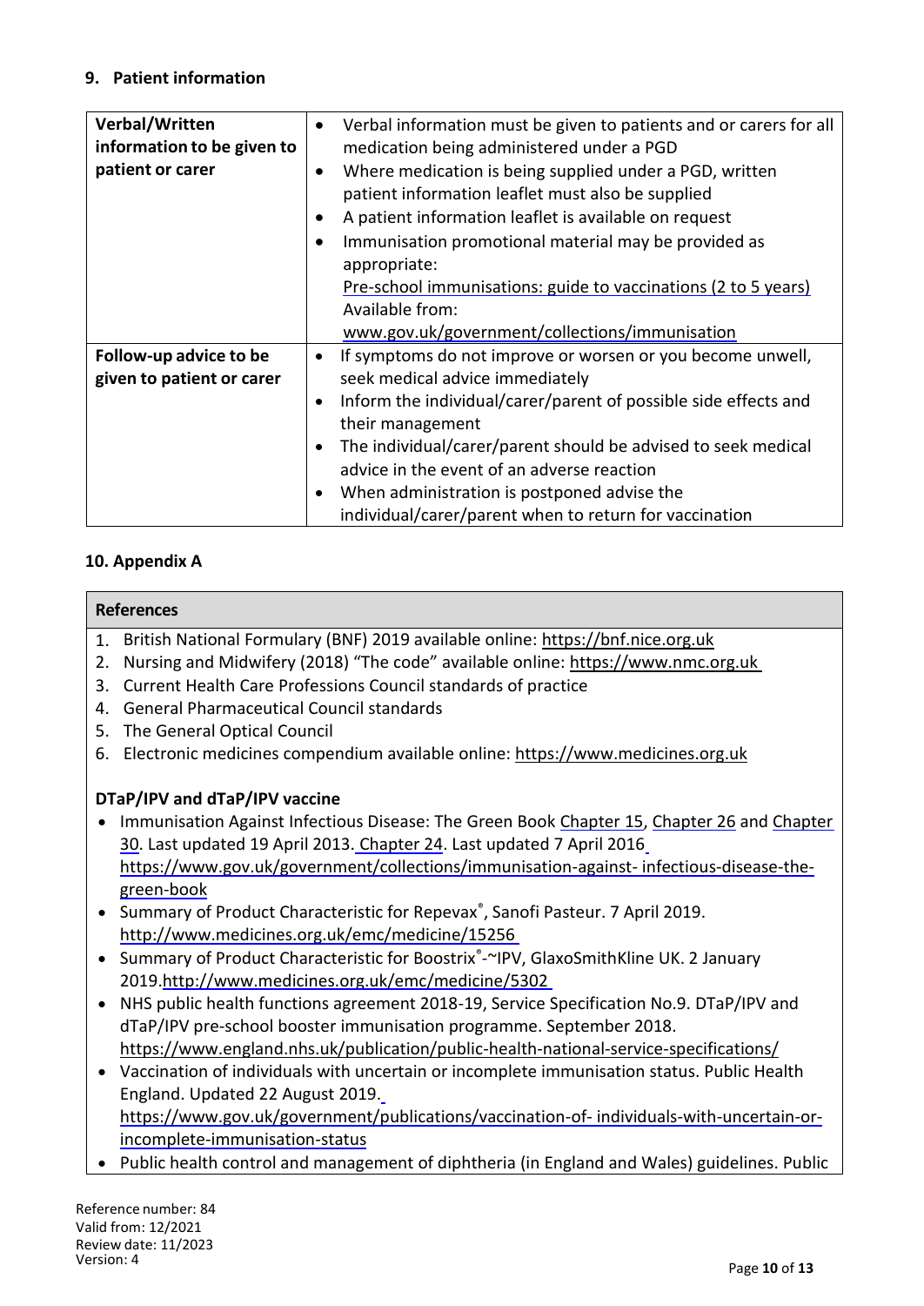## 9. Patient information

| | |
|---|---|
| **Verbal/Written information to be given to patient or carer** | • Verbal information must be given to patients and or carers for all medication being administered under a PGD<br>• Where medication is being supplied under a PGD, written patient information leaflet must also be supplied<br>• A patient information leaflet is available on request<br>• Immunisation promotional material may be provided as appropriate:<br>Pre-school immunisations: guide to vaccinations (2 to 5 years)<br>Available from:<br>www.gov.uk/government/collections/immunisation |
| **Follow-up advice to be given to patient or carer** | • If symptoms do not improve or worsen or you become unwell, seek medical advice immediately<br>• Inform the individual/carer/parent of possible side effects and their management<br>• The individual/carer/parent should be advised to seek medical advice in the event of an adverse reaction<br>• When administration is postponed advise the individual/carer/parent when to return for vaccination |

## 10. Appendix A

**References**

1. British National Formulary (BNF) 2019 available online: https://bnf.nice.org.uk
2. Nursing and Midwifery (2018) "The code" available online: https://www.nmc.org.uk
3. Current Health Care Professions Council standards of practice
4. General Pharmaceutical Council standards
5. The General Optical Council
6. Electronic medicines compendium available online: https://www.medicines.org.uk

**DTaP/IPV and dTaP/IPV vaccine**

- Immunisation Against Infectious Disease: The Green Book Chapter 15, Chapter 26 and Chapter 30. Last updated 19 April 2013. Chapter 24. Last updated 7 April 2016 https://www.gov.uk/government/collections/immunisation-against- infectious-disease-the-green-book
- Summary of Product Characteristic for Repevax®, Sanofi Pasteur. 7 April 2019. http://www.medicines.org.uk/emc/medicine/15256
- Summary of Product Characteristic for Boostrix®-~IPV, GlaxoSmithKline UK. 2 January 2019.http://www.medicines.org.uk/emc/medicine/5302
- NHS public health functions agreement 2018-19, Service Specification No.9. DTaP/IPV and dTaP/IPV pre-school booster immunisation programme. September 2018. https://www.england.nhs.uk/publication/public-health-national-service-specifications/
- Vaccination of individuals with uncertain or incomplete immunisation status. Public Health England. Updated 22 August 2019. https://www.gov.uk/government/publications/vaccination-of- individuals-with-uncertain-or-incomplete-immunisation-status
- Public health control and management of diphtheria (in England and Wales) guidelines. Public

Reference number: 84
Valid from: 12/2021
Review date: 11/2023
Version: 4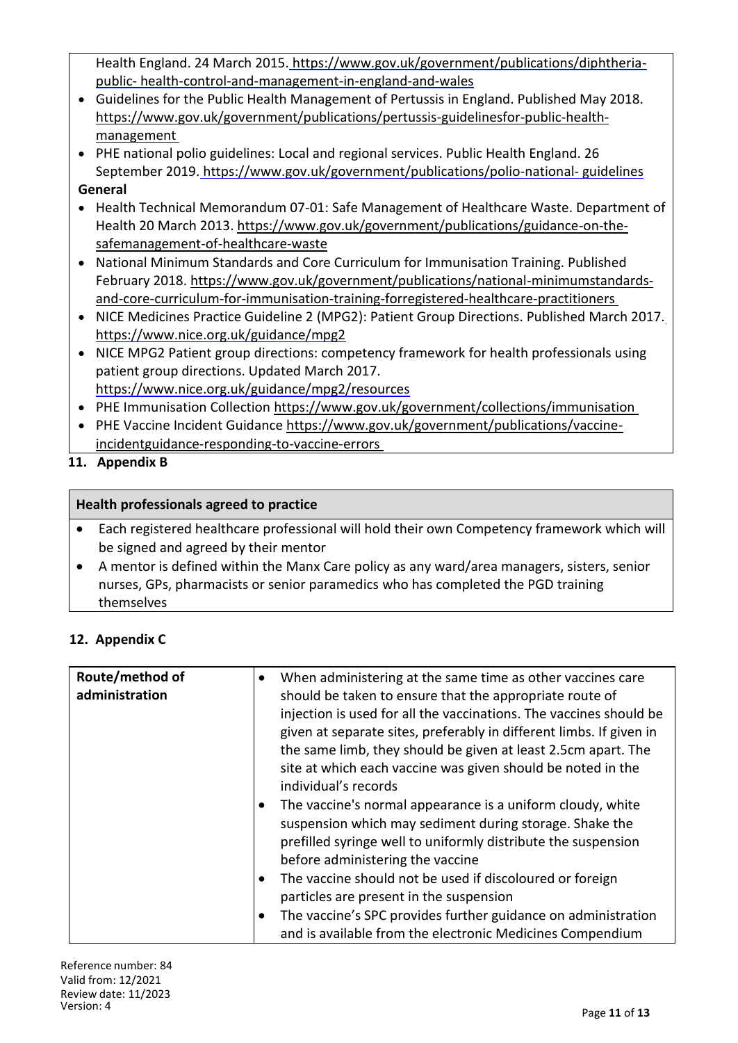Health England. 24 March 2015. https://www.gov.uk/government/publications/diphtheria-public- health-control-and-management-in-england-and-wales

- Guidelines for the Public Health Management of Pertussis in England. Published May 2018. https://www.gov.uk/government/publications/pertussis-guidelinesfor-public-health-management
- PHE national polio guidelines: Local and regional services. Public Health England. 26 September 2019. https://www.gov.uk/government/publications/polio-national- guidelines

**General**

- Health Technical Memorandum 07-01: Safe Management of Healthcare Waste. Department of Health 20 March 2013. https://www.gov.uk/government/publications/guidance-on-the-safemanagement-of-healthcare-waste
- National Minimum Standards and Core Curriculum for Immunisation Training. Published February 2018. https://www.gov.uk/government/publications/national-minimumstandards-and-core-curriculum-for-immunisation-training-forregistered-healthcare-practitioners
- NICE Medicines Practice Guideline 2 (MPG2): Patient Group Directions. Published March 2017. https://www.nice.org.uk/guidance/mpg2
- NICE MPG2 Patient group directions: competency framework for health professionals using patient group directions. Updated March 2017. https://www.nice.org.uk/guidance/mpg2/resources
- PHE Immunisation Collection https://www.gov.uk/government/collections/immunisation
- PHE Vaccine Incident Guidance https://www.gov.uk/government/publications/vaccine-incidentguidance-responding-to-vaccine-errors

## 11. Appendix B

| Health professionals agreed to practice |
|---|
| • Each registered healthcare professional will hold their own Competency framework which will be signed and agreed by their mentor<br>• A mentor is defined within the Manx Care policy as any ward/area managers, sisters, senior nurses, GPs, pharmacists or senior paramedics who has completed the PGD training themselves |

## 12. Appendix C

| **Route/method of administration** | • When administering at the same time as other vaccines care should be taken to ensure that the appropriate route of injection is used for all the vaccinations. The vaccines should be given at separate sites, preferably in different limbs. If given in the same limb, they should be given at least 2.5cm apart. The site at which each vaccine was given should be noted in the individual's records<br>• The vaccine's normal appearance is a uniform cloudy, white suspension which may sediment during storage. Shake the prefilled syringe well to uniformly distribute the suspension before administering the vaccine<br>• The vaccine should not be used if discoloured or foreign particles are present in the suspension<br>• The vaccine's SPC provides further guidance on administration and is available from the electronic Medicines Compendium |
|---|---|

Reference number: 84
Valid from: 12/2021
Review date: 11/2023
Version: 4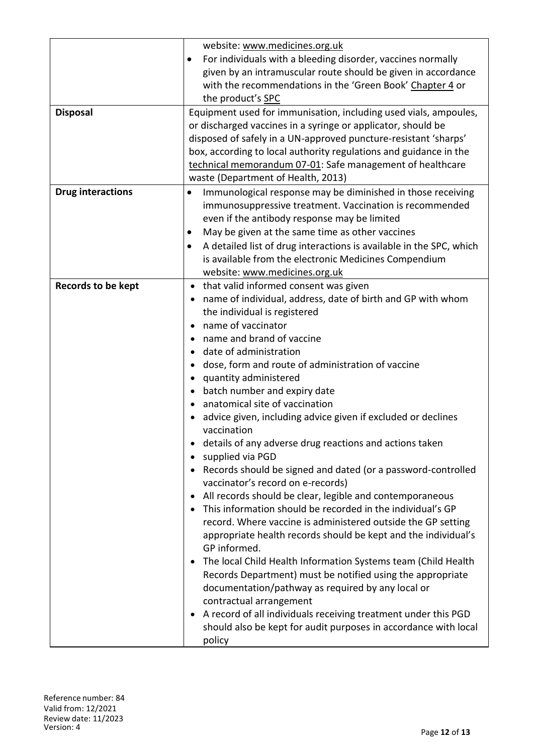| | |
|---|---|
| | website: www.medicines.org.uk<br>• For individuals with a bleeding disorder, vaccines normally given by an intramuscular route should be given in accordance with the recommendations in the 'Green Book' Chapter 4 or the product's SPC |
| **Disposal** | Equipment used for immunisation, including used vials, ampoules, or discharged vaccines in a syringe or applicator, should be disposed of safely in a UN-approved puncture-resistant 'sharps' box, according to local authority regulations and guidance in the technical memorandum 07-01: Safe management of healthcare waste (Department of Health, 2013) |
| **Drug interactions** | • Immunological response may be diminished in those receiving immunosuppressive treatment. Vaccination is recommended even if the antibody response may be limited<br>• May be given at the same time as other vaccines<br>• A detailed list of drug interactions is available in the SPC, which is available from the electronic Medicines Compendium website: www.medicines.org.uk |
| **Records to be kept** | • that valid informed consent was given<br>• name of individual, address, date of birth and GP with whom the individual is registered<br>• name of vaccinator<br>• name and brand of vaccine<br>• date of administration<br>• dose, form and route of administration of vaccine<br>• quantity administered<br>• batch number and expiry date<br>• anatomical site of vaccination<br>• advice given, including advice given if excluded or declines vaccination<br>• details of any adverse drug reactions and actions taken<br>• supplied via PGD<br>• Records should be signed and dated (or a password-controlled vaccinator's record on e-records)<br>• All records should be clear, legible and contemporaneous<br>• This information should be recorded in the individual's GP record. Where vaccine is administered outside the GP setting appropriate health records should be kept and the individual's GP informed.<br>• The local Child Health Information Systems team (Child Health Records Department) must be notified using the appropriate documentation/pathway as required by any local or contractual arrangement<br>• A record of all individuals receiving treatment under this PGD should also be kept for audit purposes in accordance with local policy |

Reference number: 84
Valid from: 12/2021
Review date: 11/2023
Version: 4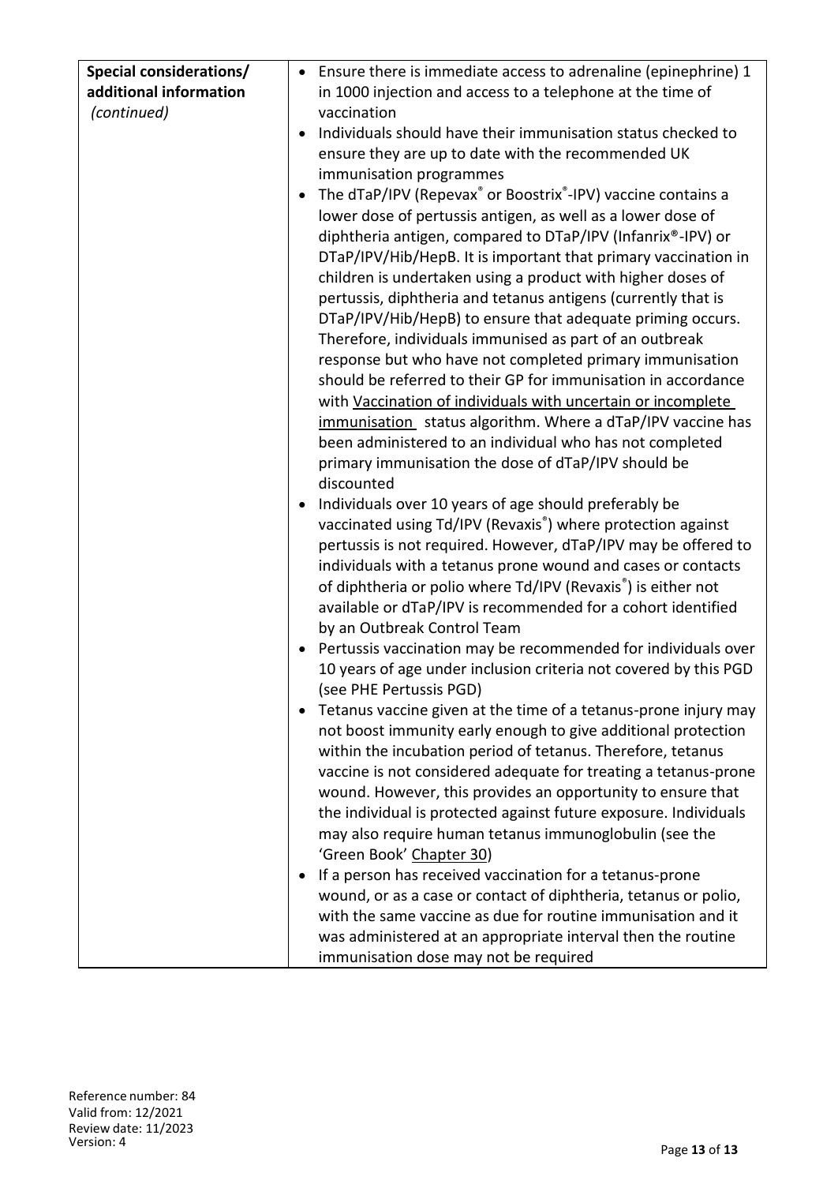| | |
|---|---|
| **Special considerations/ additional information** *(continued)* | • Ensure there is immediate access to adrenaline (epinephrine) 1 in 1000 injection and access to a telephone at the time of vaccination<br>• Individuals should have their immunisation status checked to ensure they are up to date with the recommended UK immunisation programmes<br>• The dTaP/IPV (Repevax® or Boostrix®-IPV) vaccine contains a lower dose of pertussis antigen, as well as a lower dose of diphtheria antigen, compared to DTaP/IPV (Infanrix®-IPV) or DTaP/IPV/Hib/HepB. It is important that primary vaccination in children is undertaken using a product with higher doses of pertussis, diphtheria and tetanus antigens (currently that is DTaP/IPV/Hib/HepB) to ensure that adequate priming occurs. Therefore, individuals immunised as part of an outbreak response but who have not completed primary immunisation should be referred to their GP for immunisation in accordance with Vaccination of individuals with uncertain or incomplete immunisation status algorithm. Where a dTaP/IPV vaccine has been administered to an individual who has not completed primary immunisation the dose of dTaP/IPV should be discounted<br>• Individuals over 10 years of age should preferably be vaccinated using Td/IPV (Revaxis®) where protection against pertussis is not required. However, dTaP/IPV may be offered to individuals with a tetanus prone wound and cases or contacts of diphtheria or polio where Td/IPV (Revaxis®) is either not available or dTaP/IPV is recommended for a cohort identified by an Outbreak Control Team<br>• Pertussis vaccination may be recommended for individuals over 10 years of age under inclusion criteria not covered by this PGD (see PHE Pertussis PGD)<br>• Tetanus vaccine given at the time of a tetanus-prone injury may not boost immunity early enough to give additional protection within the incubation period of tetanus. Therefore, tetanus vaccine is not considered adequate for treating a tetanus-prone wound. However, this provides an opportunity to ensure that the individual is protected against future exposure. Individuals may also require human tetanus immunoglobulin (see the 'Green Book' Chapter 30)<br>• If a person has received vaccination for a tetanus-prone wound, or as a case or contact of diphtheria, tetanus or polio, with the same vaccine as due for routine immunisation and it was administered at an appropriate interval then the routine immunisation dose may not be required |

Reference number: 84
Valid from: 12/2021
Review date: 11/2023
Version: 4